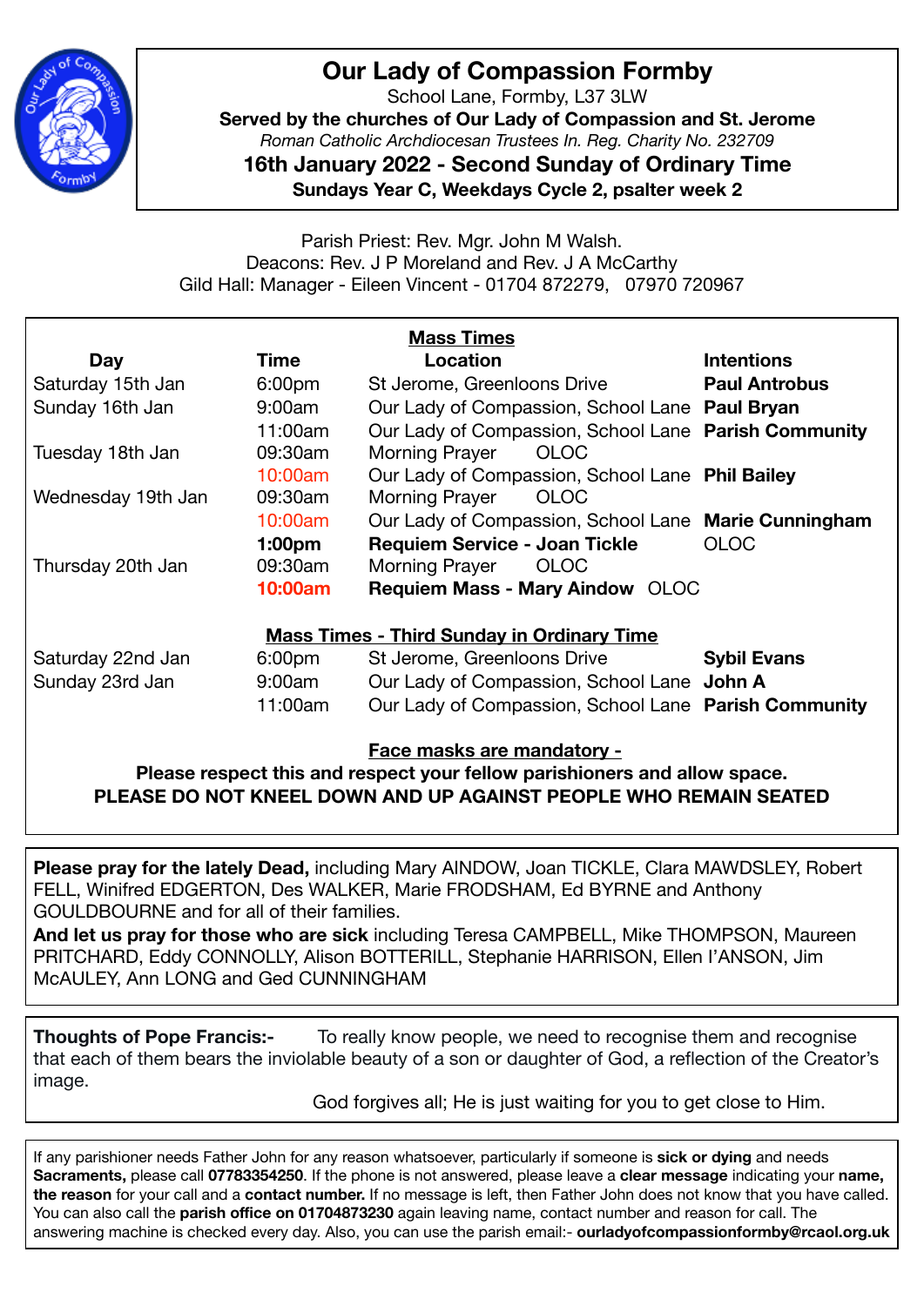# Our Lady of Compassion Formby

School Lane, Formby, L37 3LW

**Served by the churches of Our Lady of Compassion and St. Jerome**

*Roman Catholic Archdiocesan Trustees In. Reg. Charity No. 232709*

## 16th January 2022 - Second Sunday of Ordinary Time

**Sundays Year C, Weekdays Cycle 2, psalter week 2**

Parish Priest: Rev. Mgr. John M Walsh.
Deacons: Rev. J P Moreland and Rev. J A McCarthy
Gild Hall: Manager - Eileen Vincent - 01704 872279, 07970 720967

**Mass Times**

| Day | Time | Location | Intentions |
|---|---|---|---|
| Saturday 15th Jan | 6:00pm | St Jerome, Greenloons Drive | **Paul Antrobus** |
| Sunday 16th Jan | 9:00am | Our Lady of Compassion, School Lane | **Paul Bryan** |
| | 11:00am | Our Lady of Compassion, School Lane | **Parish Community** |
| Tuesday 18th Jan | 09:30am | Morning Prayer OLOC | |
| | 10:00am | Our Lady of Compassion, School Lane | **Phil Bailey** |
| Wednesday 19th Jan | 09:30am | Morning Prayer OLOC | |
| | 10:00am | Our Lady of Compassion, School Lane | **Marie Cunningham** |
| | **1:00pm** | **Requiem Service - Joan Tickle** | OLOC |
| Thursday 20th Jan | 09:30am | Morning Prayer OLOC | |
| | **10:00am** | **Requiem Mass - Mary Aindow** OLOC | |

**Mass Times - Third Sunday in Ordinary Time**

| Day | Time | Location | Intentions |
|---|---|---|---|
| Saturday 22nd Jan | 6:00pm | St Jerome, Greenloons Drive | **Sybil Evans** |
| Sunday 23rd Jan | 9:00am | Our Lady of Compassion, School Lane | **John A** |
| | 11:00am | Our Lady of Compassion, School Lane | **Parish Community** |

**Face masks are mandatory -**

**Please respect this and respect your fellow parishioners and allow space.**
**PLEASE DO NOT KNEEL DOWN AND UP AGAINST PEOPLE WHO REMAIN SEATED**

**Please pray for the lately Dead,** including Mary AINDOW, Joan TICKLE, Clara MAWDSLEY, Robert FELL, Winifred EDGERTON, Des WALKER, Marie FRODSHAM, Ed BYRNE and Anthony GOULDBOURNE and for all of their families.
**And let us pray for those who are sick** including Teresa CAMPBELL, Mike THOMPSON, Maureen PRITCHARD, Eddy CONNOLLY, Alison BOTTERILL, Stephanie HARRISON, Ellen I'ANSON, Jim McAULEY, Ann LONG and Ged CUNNINGHAM

**Thoughts of Pope Francis:-** To really know people, we need to recognise them and recognise that each of them bears the inviolable beauty of a son or daughter of God, a reflection of the Creator's image.

God forgives all; He is just waiting for you to get close to Him.

If any parishioner needs Father John for any reason whatsoever, particularly if someone is **sick or dying** and needs **Sacraments,** please call **07783354250**. If the phone is not answered, please leave a **clear message** indicating your **name, the reason** for your call and a **contact number.** If no message is left, then Father John does not know that you have called. You can also call the **parish office on 01704873230** again leaving name, contact number and reason for call. The answering machine is checked every day. Also, you can use the parish email:- **ourladyofcompassionformby@rcaol.org.uk**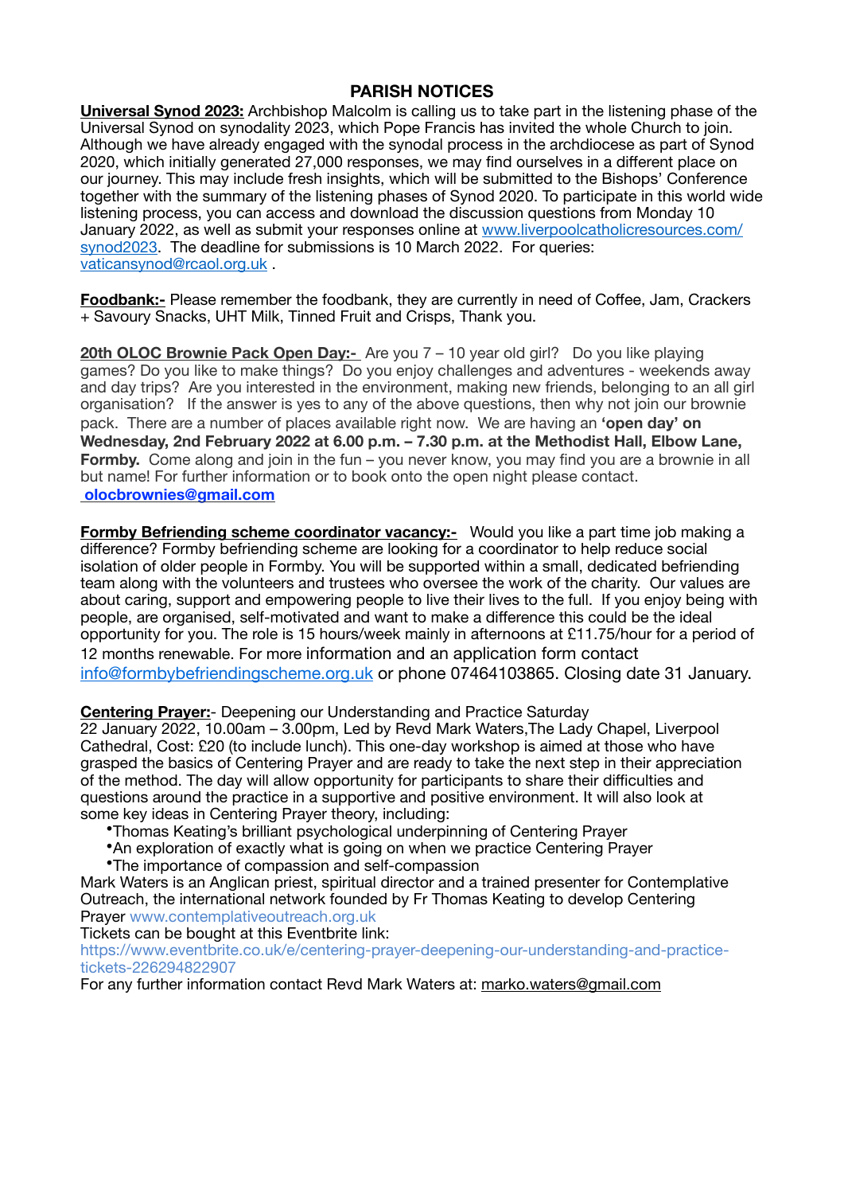# PARISH NOTICES

**Universal Synod 2023:** Archbishop Malcolm is calling us to take part in the listening phase of the Universal Synod on synodality 2023, which Pope Francis has invited the whole Church to join. Although we have already engaged with the synodal process in the archdiocese as part of Synod 2020, which initially generated 27,000 responses, we may find ourselves in a different place on our journey. This may include fresh insights, which will be submitted to the Bishops' Conference together with the summary of the listening phases of Synod 2020. To participate in this world wide listening process, you can access and download the discussion questions from Monday 10 January 2022, as well as submit your responses online at www.liverpoolcatholicresources.com/synod2023. The deadline for submissions is 10 March 2022. For queries: vaticansynod@rcaol.org.uk .

**Foodbank:-** Please remember the foodbank, they are currently in need of Coffee, Jam, Crackers + Savoury Snacks, UHT Milk, Tinned Fruit and Crisps, Thank you.

**20th OLOC Brownie Pack Open Day:-** Are you 7 – 10 year old girl? Do you like playing games? Do you like to make things? Do you enjoy challenges and adventures - weekends away and day trips? Are you interested in the environment, making new friends, belonging to an all girl organisation? If the answer is yes to any of the above questions, then why not join our brownie pack. There are a number of places available right now. We are having an **'open day' on Wednesday, 2nd February 2022 at 6.00 p.m. – 7.30 p.m. at the Methodist Hall, Elbow Lane, Formby.** Come along and join in the fun – you never know, you may find you are a brownie in all but name! For further information or to book onto the open night please contact. **olocbrownies@gmail.com**

**Formby Befriending scheme coordinator vacancy:-** Would you like a part time job making a difference? Formby befriending scheme are looking for a coordinator to help reduce social isolation of older people in Formby. You will be supported within a small, dedicated befriending team along with the volunteers and trustees who oversee the work of the charity. Our values are about caring, support and empowering people to live their lives to the full. If you enjoy being with people, are organised, self-motivated and want to make a difference this could be the ideal opportunity for you. The role is 15 hours/week mainly in afternoons at £11.75/hour for a period of 12 months renewable. For more information and an application form contact info@formbybefriendingscheme.org.uk or phone 07464103865. Closing date 31 January.

**Centering Prayer:**- Deepening our Understanding and Practice Saturday 22 January 2022, 10.00am – 3.00pm, Led by Revd Mark Waters,The Lady Chapel, Liverpool Cathedral, Cost: £20 (to include lunch). This one-day workshop is aimed at those who have grasped the basics of Centering Prayer and are ready to take the next step in their appreciation of the method. The day will allow opportunity for participants to share their difficulties and questions around the practice in a supportive and positive environment. It will also look at some key ideas in Centering Prayer theory, including:

- Thomas Keating's brilliant psychological underpinning of Centering Prayer
- An exploration of exactly what is going on when we practice Centering Prayer
- The importance of compassion and self-compassion

Mark Waters is an Anglican priest, spiritual director and a trained presenter for Contemplative Outreach, the international network founded by Fr Thomas Keating to develop Centering Prayer www.contemplativeoutreach.org.uk

Tickets can be bought at this Eventbrite link:
https://www.eventbrite.co.uk/e/centering-prayer-deepening-our-understanding-and-practice-tickets-226294822907

For any further information contact Revd Mark Waters at: marko.waters@gmail.com